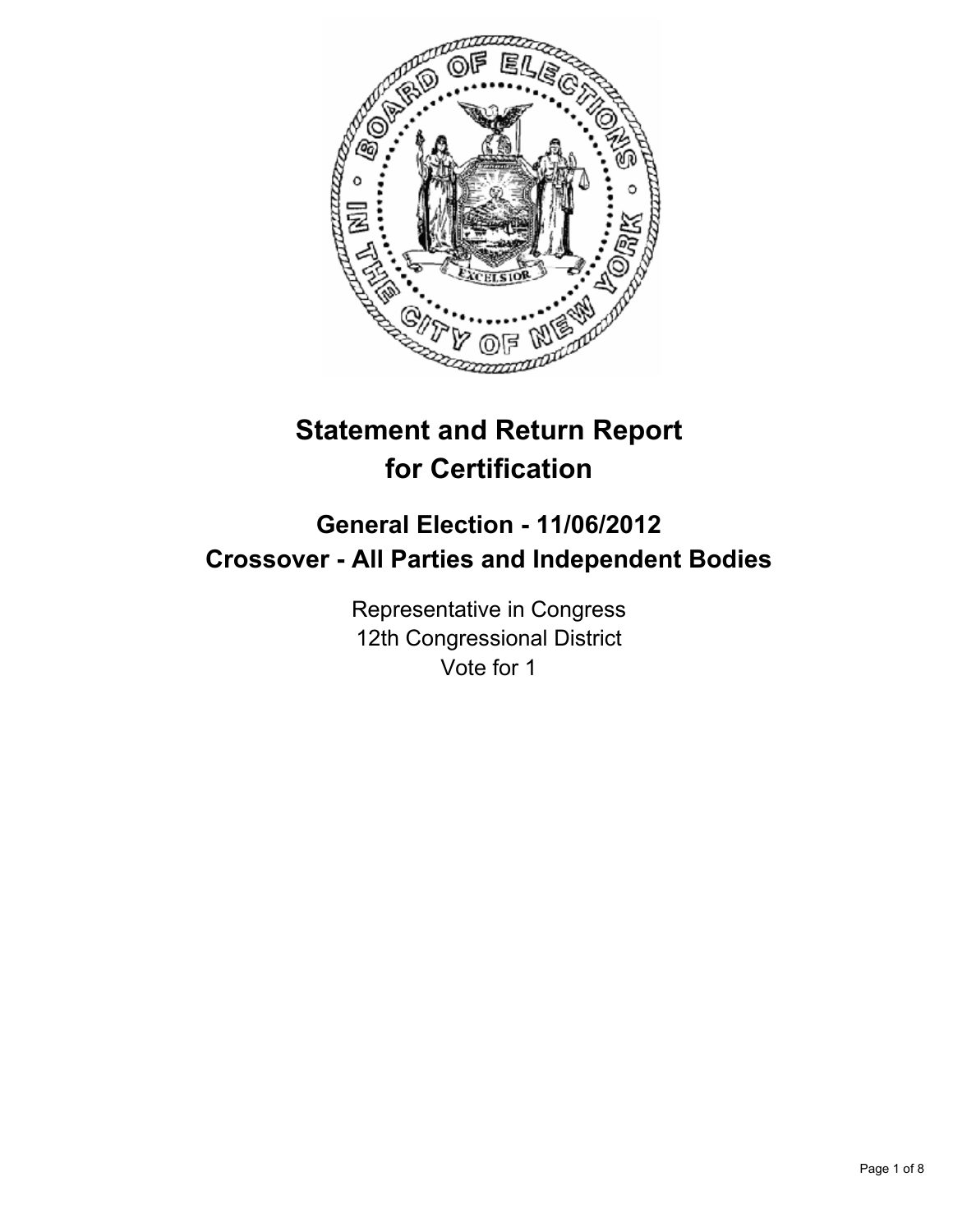# Statement and Return Report for Certification

## General Election - 11/06/2012
## Crossover - All Parties and Independent Bodies

Representative in Congress
12th Congressional District
Vote for 1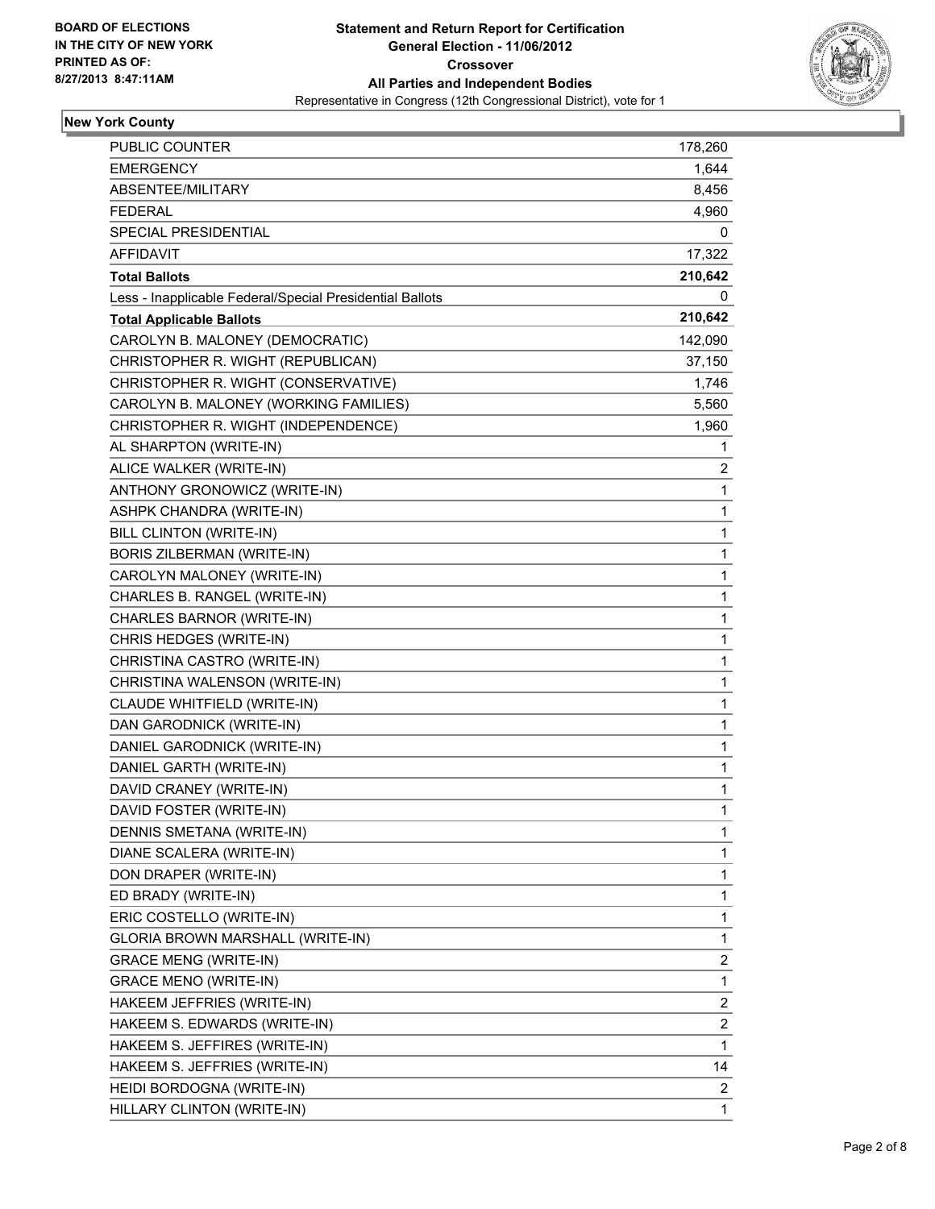**BOARD OF ELECTIONS**
**IN THE CITY OF NEW YORK**
**PRINTED AS OF:**
**8/27/2013 8:47:11AM**

**Statement and Return Report for Certification**
**General Election - 11/06/2012**
**Crossover**
**All Parties and Independent Bodies**
Representative in Congress (12th Congressional District), vote for 1

## New York County

| | |
|---|---|
| PUBLIC COUNTER | 178,260 |
| EMERGENCY | 1,644 |
| ABSENTEE/MILITARY | 8,456 |
| FEDERAL | 4,960 |
| SPECIAL PRESIDENTIAL | 0 |
| AFFIDAVIT | 17,322 |
| **Total Ballots** | **210,642** |
| Less - Inapplicable Federal/Special Presidential Ballots | 0 |
| **Total Applicable Ballots** | **210,642** |
| CAROLYN B. MALONEY (DEMOCRATIC) | 142,090 |
| CHRISTOPHER R. WIGHT (REPUBLICAN) | 37,150 |
| CHRISTOPHER R. WIGHT (CONSERVATIVE) | 1,746 |
| CAROLYN B. MALONEY (WORKING FAMILIES) | 5,560 |
| CHRISTOPHER R. WIGHT (INDEPENDENCE) | 1,960 |
| AL SHARPTON (WRITE-IN) | 1 |
| ALICE WALKER (WRITE-IN) | 2 |
| ANTHONY GRONOWICZ (WRITE-IN) | 1 |
| ASHPK CHANDRA (WRITE-IN) | 1 |
| BILL CLINTON (WRITE-IN) | 1 |
| BORIS ZILBERMAN (WRITE-IN) | 1 |
| CAROLYN MALONEY (WRITE-IN) | 1 |
| CHARLES B. RANGEL (WRITE-IN) | 1 |
| CHARLES BARNOR (WRITE-IN) | 1 |
| CHRIS HEDGES (WRITE-IN) | 1 |
| CHRISTINA CASTRO (WRITE-IN) | 1 |
| CHRISTINA WALENSON (WRITE-IN) | 1 |
| CLAUDE WHITFIELD (WRITE-IN) | 1 |
| DAN GARODNICK (WRITE-IN) | 1 |
| DANIEL GARODNICK (WRITE-IN) | 1 |
| DANIEL GARTH (WRITE-IN) | 1 |
| DAVID CRANEY (WRITE-IN) | 1 |
| DAVID FOSTER (WRITE-IN) | 1 |
| DENNIS SMETANA (WRITE-IN) | 1 |
| DIANE SCALERA (WRITE-IN) | 1 |
| DON DRAPER (WRITE-IN) | 1 |
| ED BRADY (WRITE-IN) | 1 |
| ERIC COSTELLO (WRITE-IN) | 1 |
| GLORIA BROWN MARSHALL (WRITE-IN) | 1 |
| GRACE MENG (WRITE-IN) | 2 |
| GRACE MENO (WRITE-IN) | 1 |
| HAKEEM JEFFRIES (WRITE-IN) | 2 |
| HAKEEM S. EDWARDS (WRITE-IN) | 2 |
| HAKEEM S. JEFFIRES (WRITE-IN) | 1 |
| HAKEEM S. JEFFRIES (WRITE-IN) | 14 |
| HEIDI BORDOGNA (WRITE-IN) | 2 |
| HILLARY CLINTON (WRITE-IN) | 1 |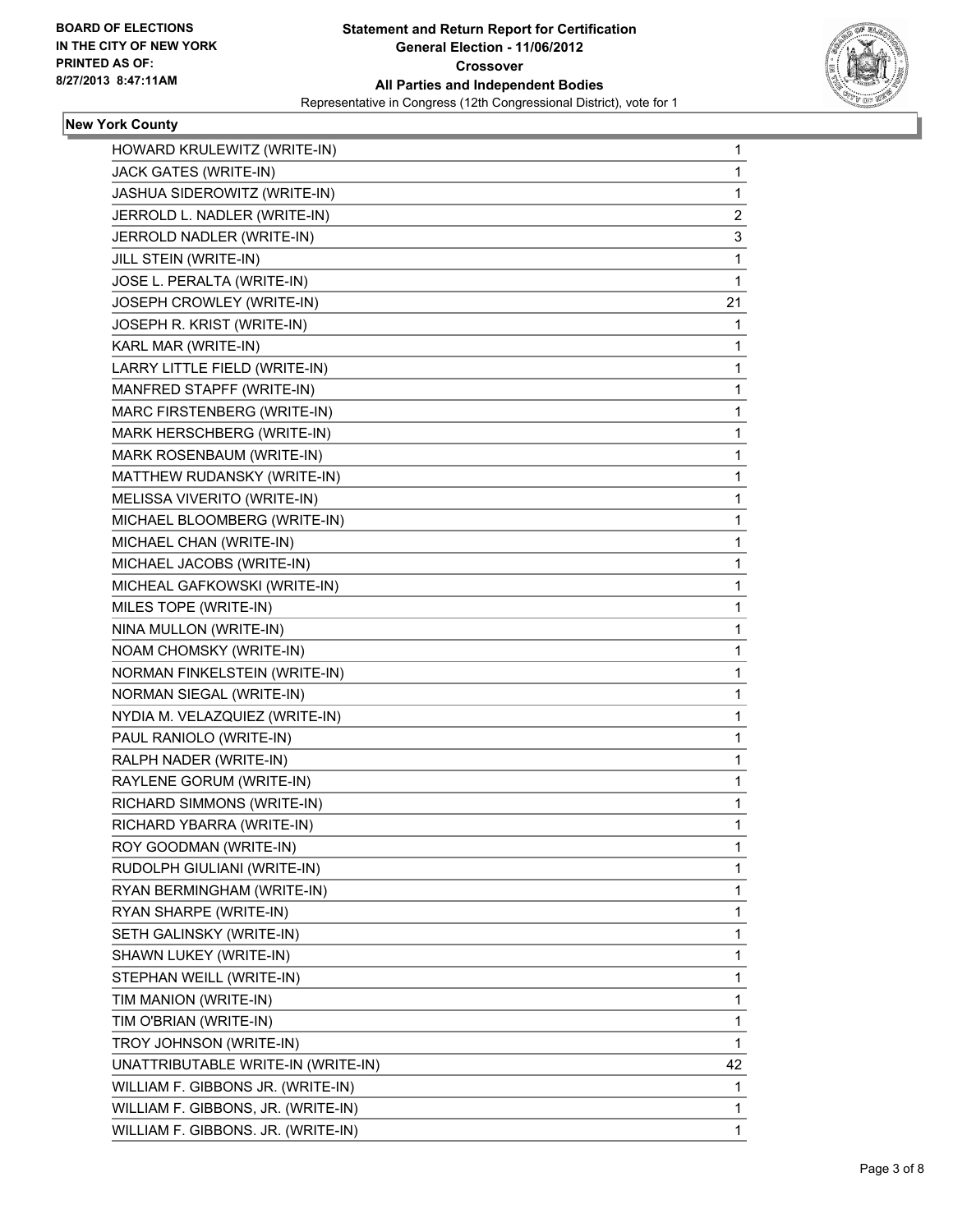**BOARD OF ELECTIONS IN THE CITY OF NEW YORK PRINTED AS OF: 8/27/2013 8:47:11AM**

**Statement and Return Report for Certification General Election - 11/06/2012 Crossover All Parties and Independent Bodies**

Representative in Congress (12th Congressional District), vote for 1

## New York County

| | |
|---|---|
| HOWARD KRULEWITZ (WRITE-IN) | 1 |
| JACK GATES (WRITE-IN) | 1 |
| JASHUA SIDEROWITZ (WRITE-IN) | 1 |
| JERROLD L. NADLER (WRITE-IN) | 2 |
| JERROLD NADLER (WRITE-IN) | 3 |
| JILL STEIN (WRITE-IN) | 1 |
| JOSE L. PERALTA (WRITE-IN) | 1 |
| JOSEPH CROWLEY (WRITE-IN) | 21 |
| JOSEPH R. KRIST (WRITE-IN) | 1 |
| KARL MAR (WRITE-IN) | 1 |
| LARRY LITTLE FIELD (WRITE-IN) | 1 |
| MANFRED STAPFF (WRITE-IN) | 1 |
| MARC FIRSTENBERG (WRITE-IN) | 1 |
| MARK HERSCHBERG (WRITE-IN) | 1 |
| MARK ROSENBAUM (WRITE-IN) | 1 |
| MATTHEW RUDANSKY (WRITE-IN) | 1 |
| MELISSA VIVERITO (WRITE-IN) | 1 |
| MICHAEL BLOOMBERG (WRITE-IN) | 1 |
| MICHAEL CHAN (WRITE-IN) | 1 |
| MICHAEL JACOBS (WRITE-IN) | 1 |
| MICHEAL GAFKOWSKI (WRITE-IN) | 1 |
| MILES TOPE (WRITE-IN) | 1 |
| NINA MULLON (WRITE-IN) | 1 |
| NOAM CHOMSKY (WRITE-IN) | 1 |
| NORMAN FINKELSTEIN (WRITE-IN) | 1 |
| NORMAN SIEGAL (WRITE-IN) | 1 |
| NYDIA M. VELAZQUIEZ (WRITE-IN) | 1 |
| PAUL RANIOLO (WRITE-IN) | 1 |
| RALPH NADER (WRITE-IN) | 1 |
| RAYLENE GORUM (WRITE-IN) | 1 |
| RICHARD SIMMONS (WRITE-IN) | 1 |
| RICHARD YBARRA (WRITE-IN) | 1 |
| ROY GOODMAN (WRITE-IN) | 1 |
| RUDOLPH GIULIANI (WRITE-IN) | 1 |
| RYAN BERMINGHAM (WRITE-IN) | 1 |
| RYAN SHARPE (WRITE-IN) | 1 |
| SETH GALINSKY (WRITE-IN) | 1 |
| SHAWN LUKEY (WRITE-IN) | 1 |
| STEPHAN WEILL (WRITE-IN) | 1 |
| TIM MANION (WRITE-IN) | 1 |
| TIM O'BRIAN (WRITE-IN) | 1 |
| TROY JOHNSON (WRITE-IN) | 1 |
| UNATTRIBUTABLE WRITE-IN (WRITE-IN) | 42 |
| WILLIAM F. GIBBONS JR. (WRITE-IN) | 1 |
| WILLIAM F. GIBBONS, JR. (WRITE-IN) | 1 |
| WILLIAM F. GIBBONS. JR. (WRITE-IN) | 1 |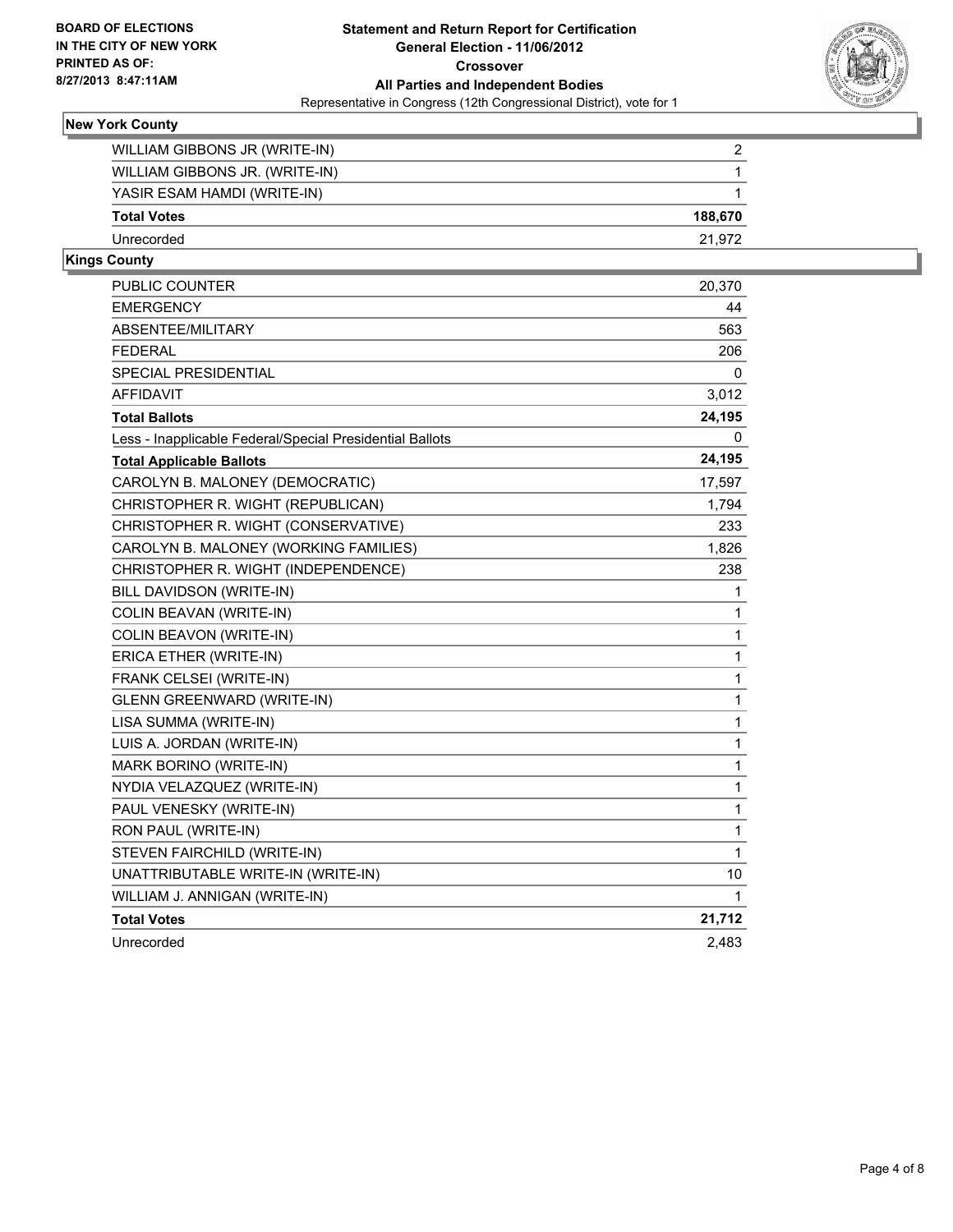**BOARD OF ELECTIONS IN THE CITY OF NEW YORK PRINTED AS OF: 8/27/2013 8:47:11AM**

**Statement and Return Report for Certification**
**General Election - 11/06/2012**
**Crossover**
**All Parties and Independent Bodies**
Representative in Congress (12th Congressional District), vote for 1

### New York County

| | |
|---|---|
| WILLIAM GIBBONS JR (WRITE-IN) | 2 |
| WILLIAM GIBBONS JR. (WRITE-IN) | 1 |
| YASIR ESAM HAMDI (WRITE-IN) | 1 |
| **Total Votes** | **188,670** |
| Unrecorded | 21,972 |

### Kings County

| | |
|---|---|
| PUBLIC COUNTER | 20,370 |
| EMERGENCY | 44 |
| ABSENTEE/MILITARY | 563 |
| FEDERAL | 206 |
| SPECIAL PRESIDENTIAL | 0 |
| AFFIDAVIT | 3,012 |
| **Total Ballots** | **24,195** |
| Less - Inapplicable Federal/Special Presidential Ballots | 0 |
| **Total Applicable Ballots** | **24,195** |
| CAROLYN B. MALONEY (DEMOCRATIC) | 17,597 |
| CHRISTOPHER R. WIGHT (REPUBLICAN) | 1,794 |
| CHRISTOPHER R. WIGHT (CONSERVATIVE) | 233 |
| CAROLYN B. MALONEY (WORKING FAMILIES) | 1,826 |
| CHRISTOPHER R. WIGHT (INDEPENDENCE) | 238 |
| BILL DAVIDSON (WRITE-IN) | 1 |
| COLIN BEAVAN (WRITE-IN) | 1 |
| COLIN BEAVON (WRITE-IN) | 1 |
| ERICA ETHER (WRITE-IN) | 1 |
| FRANK CELSEI (WRITE-IN) | 1 |
| GLENN GREENWARD (WRITE-IN) | 1 |
| LISA SUMMA (WRITE-IN) | 1 |
| LUIS A. JORDAN (WRITE-IN) | 1 |
| MARK BORINO (WRITE-IN) | 1 |
| NYDIA VELAZQUEZ (WRITE-IN) | 1 |
| PAUL VENESKY (WRITE-IN) | 1 |
| RON PAUL (WRITE-IN) | 1 |
| STEVEN FAIRCHILD (WRITE-IN) | 1 |
| UNATTRIBUTABLE WRITE-IN (WRITE-IN) | 10 |
| WILLIAM J. ANNIGAN (WRITE-IN) | 1 |
| **Total Votes** | **21,712** |
| Unrecorded | 2,483 |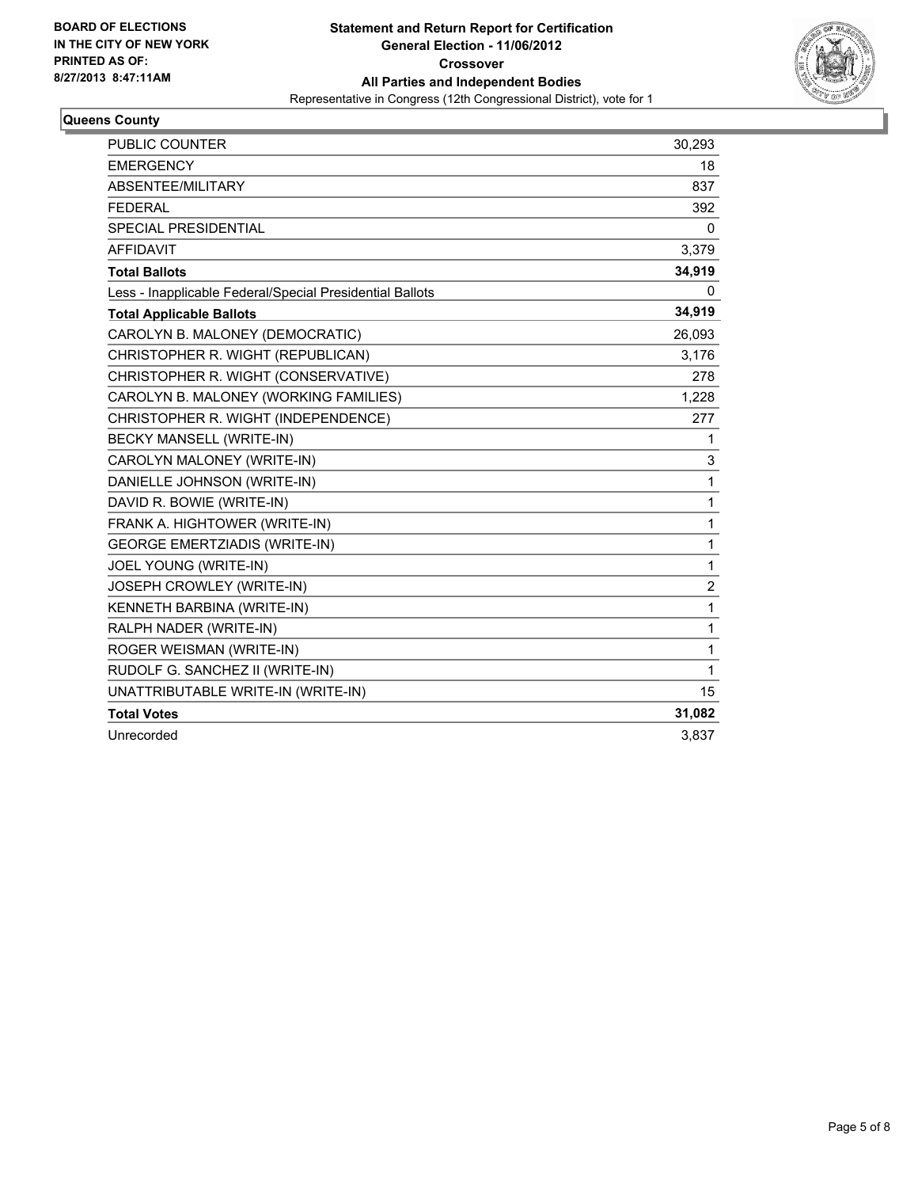**BOARD OF ELECTIONS**
**IN THE CITY OF NEW YORK**
**PRINTED AS OF:**
**8/27/2013 8:47:11AM**

# Statement and Return Report for Certification
## General Election - 11/06/2012
## Crossover
## All Parties and Independent Bodies

Representative in Congress (12th Congressional District), vote for 1

### Queens County

| | |
|---|---|
| PUBLIC COUNTER | 30,293 |
| EMERGENCY | 18 |
| ABSENTEE/MILITARY | 837 |
| FEDERAL | 392 |
| SPECIAL PRESIDENTIAL | 0 |
| AFFIDAVIT | 3,379 |
| **Total Ballots** | **34,919** |
| Less - Inapplicable Federal/Special Presidential Ballots | 0 |
| **Total Applicable Ballots** | **34,919** |
| CAROLYN B. MALONEY (DEMOCRATIC) | 26,093 |
| CHRISTOPHER R. WIGHT (REPUBLICAN) | 3,176 |
| CHRISTOPHER R. WIGHT (CONSERVATIVE) | 278 |
| CAROLYN B. MALONEY (WORKING FAMILIES) | 1,228 |
| CHRISTOPHER R. WIGHT (INDEPENDENCE) | 277 |
| BECKY MANSELL (WRITE-IN) | 1 |
| CAROLYN MALONEY (WRITE-IN) | 3 |
| DANIELLE JOHNSON (WRITE-IN) | 1 |
| DAVID R. BOWIE (WRITE-IN) | 1 |
| FRANK A. HIGHTOWER (WRITE-IN) | 1 |
| GEORGE EMERTZIADIS (WRITE-IN) | 1 |
| JOEL YOUNG (WRITE-IN) | 1 |
| JOSEPH CROWLEY (WRITE-IN) | 2 |
| KENNETH BARBINA (WRITE-IN) | 1 |
| RALPH NADER (WRITE-IN) | 1 |
| ROGER WEISMAN (WRITE-IN) | 1 |
| RUDOLF G. SANCHEZ II (WRITE-IN) | 1 |
| UNATTRIBUTABLE WRITE-IN (WRITE-IN) | 15 |
| **Total Votes** | **31,082** |
| Unrecorded | 3,837 |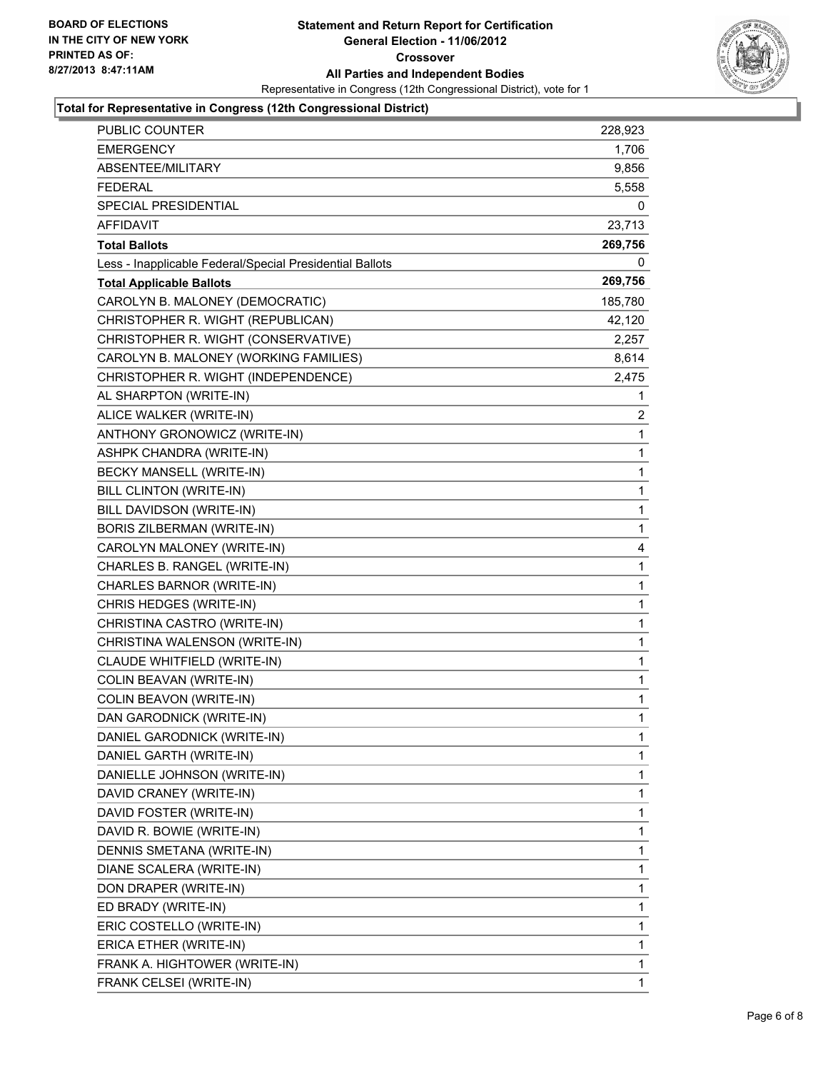BOARD OF ELECTIONS
IN THE CITY OF NEW YORK
PRINTED AS OF:
8/27/2013 8:47:11AM

# Statement and Return Report for Certification
## General Election - 11/06/2012
## Crossover
## All Parties and Independent Bodies

Representative in Congress (12th Congressional District), vote for 1

### Total for Representative in Congress (12th Congressional District)

| | |
|---|---|
| PUBLIC COUNTER | 228,923 |
| EMERGENCY | 1,706 |
| ABSENTEE/MILITARY | 9,856 |
| FEDERAL | 5,558 |
| SPECIAL PRESIDENTIAL | 0 |
| AFFIDAVIT | 23,713 |
| **Total Ballots** | **269,756** |
| Less - Inapplicable Federal/Special Presidential Ballots | 0 |
| **Total Applicable Ballots** | **269,756** |
| CAROLYN B. MALONEY (DEMOCRATIC) | 185,780 |
| CHRISTOPHER R. WIGHT (REPUBLICAN) | 42,120 |
| CHRISTOPHER R. WIGHT (CONSERVATIVE) | 2,257 |
| CAROLYN B. MALONEY (WORKING FAMILIES) | 8,614 |
| CHRISTOPHER R. WIGHT (INDEPENDENCE) | 2,475 |
| AL SHARPTON (WRITE-IN) | 1 |
| ALICE WALKER (WRITE-IN) | 2 |
| ANTHONY GRONOWICZ (WRITE-IN) | 1 |
| ASHPK CHANDRA (WRITE-IN) | 1 |
| BECKY MANSELL (WRITE-IN) | 1 |
| BILL CLINTON (WRITE-IN) | 1 |
| BILL DAVIDSON (WRITE-IN) | 1 |
| BORIS ZILBERMAN (WRITE-IN) | 1 |
| CAROLYN MALONEY (WRITE-IN) | 4 |
| CHARLES B. RANGEL (WRITE-IN) | 1 |
| CHARLES BARNOR (WRITE-IN) | 1 |
| CHRIS HEDGES (WRITE-IN) | 1 |
| CHRISTINA CASTRO (WRITE-IN) | 1 |
| CHRISTINA WALENSON (WRITE-IN) | 1 |
| CLAUDE WHITFIELD (WRITE-IN) | 1 |
| COLIN BEAVAN (WRITE-IN) | 1 |
| COLIN BEAVON (WRITE-IN) | 1 |
| DAN GARODNICK (WRITE-IN) | 1 |
| DANIEL GARODNICK (WRITE-IN) | 1 |
| DANIEL GARTH (WRITE-IN) | 1 |
| DANIELLE JOHNSON (WRITE-IN) | 1 |
| DAVID CRANEY (WRITE-IN) | 1 |
| DAVID FOSTER (WRITE-IN) | 1 |
| DAVID R. BOWIE (WRITE-IN) | 1 |
| DENNIS SMETANA (WRITE-IN) | 1 |
| DIANE SCALERA (WRITE-IN) | 1 |
| DON DRAPER (WRITE-IN) | 1 |
| ED BRADY (WRITE-IN) | 1 |
| ERIC COSTELLO (WRITE-IN) | 1 |
| ERICA ETHER (WRITE-IN) | 1 |
| FRANK A. HIGHTOWER (WRITE-IN) | 1 |
| FRANK CELSEI (WRITE-IN) | 1 |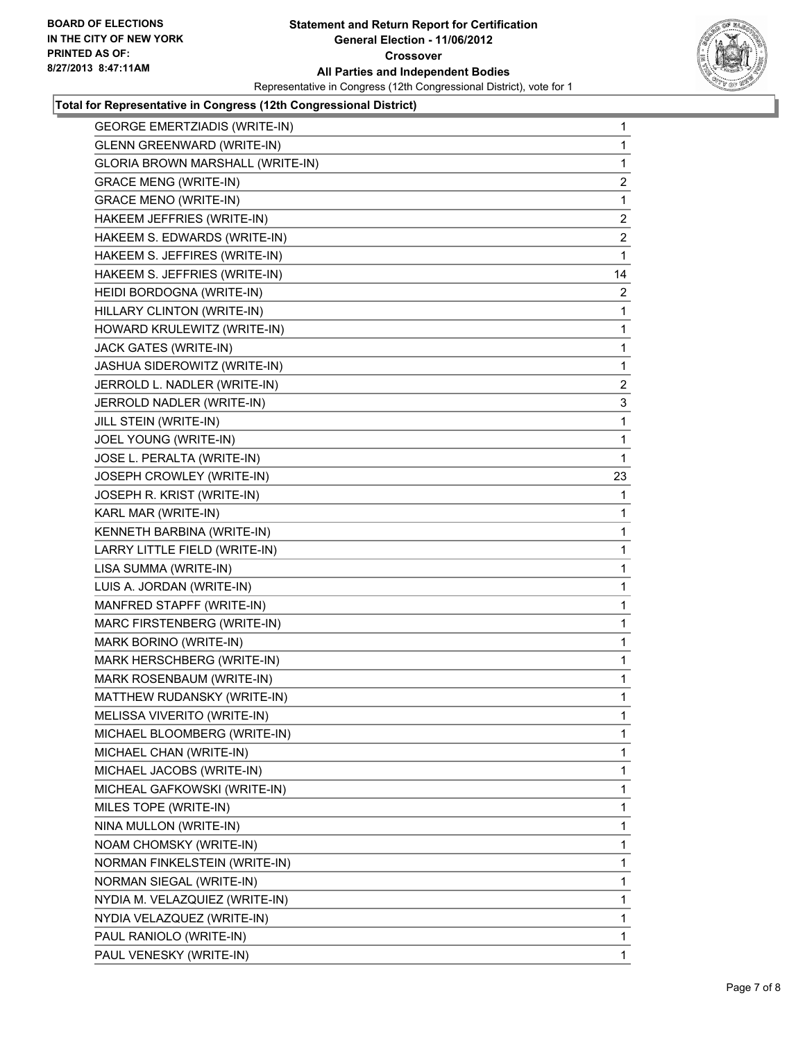BOARD OF ELECTIONS
IN THE CITY OF NEW YORK
PRINTED AS OF:
8/27/2013 8:47:11AM

# Statement and Return Report for Certification
## General Election - 11/06/2012
## Crossover
## All Parties and Independent Bodies
Representative in Congress (12th Congressional District), vote for 1

**Total for Representative in Congress (12th Congressional District)**

| Candidate | Votes |
|---|---|
| GEORGE EMERTZIADIS (WRITE-IN) | 1 |
| GLENN GREENWARD (WRITE-IN) | 1 |
| GLORIA BROWN MARSHALL (WRITE-IN) | 1 |
| GRACE MENG (WRITE-IN) | 2 |
| GRACE MENO (WRITE-IN) | 1 |
| HAKEEM JEFFRIES (WRITE-IN) | 2 |
| HAKEEM S. EDWARDS (WRITE-IN) | 2 |
| HAKEEM S. JEFFIRES (WRITE-IN) | 1 |
| HAKEEM S. JEFFRIES (WRITE-IN) | 14 |
| HEIDI BORDOGNA (WRITE-IN) | 2 |
| HILLARY CLINTON (WRITE-IN) | 1 |
| HOWARD KRULEWITZ (WRITE-IN) | 1 |
| JACK GATES (WRITE-IN) | 1 |
| JASHUA SIDEROWITZ (WRITE-IN) | 1 |
| JERROLD L. NADLER (WRITE-IN) | 2 |
| JERROLD NADLER (WRITE-IN) | 3 |
| JILL STEIN (WRITE-IN) | 1 |
| JOEL YOUNG (WRITE-IN) | 1 |
| JOSE L. PERALTA (WRITE-IN) | 1 |
| JOSEPH CROWLEY (WRITE-IN) | 23 |
| JOSEPH R. KRIST (WRITE-IN) | 1 |
| KARL MAR (WRITE-IN) | 1 |
| KENNETH BARBINA (WRITE-IN) | 1 |
| LARRY LITTLE FIELD (WRITE-IN) | 1 |
| LISA SUMMA (WRITE-IN) | 1 |
| LUIS A. JORDAN (WRITE-IN) | 1 |
| MANFRED STAPFF (WRITE-IN) | 1 |
| MARC FIRSTENBERG (WRITE-IN) | 1 |
| MARK BORINO (WRITE-IN) | 1 |
| MARK HERSCHBERG (WRITE-IN) | 1 |
| MARK ROSENBAUM (WRITE-IN) | 1 |
| MATTHEW RUDANSKY (WRITE-IN) | 1 |
| MELISSA VIVERITO (WRITE-IN) | 1 |
| MICHAEL BLOOMBERG (WRITE-IN) | 1 |
| MICHAEL CHAN (WRITE-IN) | 1 |
| MICHAEL JACOBS (WRITE-IN) | 1 |
| MICHEAL GAFKOWSKI (WRITE-IN) | 1 |
| MILES TOPE (WRITE-IN) | 1 |
| NINA MULLON (WRITE-IN) | 1 |
| NOAM CHOMSKY (WRITE-IN) | 1 |
| NORMAN FINKELSTEIN (WRITE-IN) | 1 |
| NORMAN SIEGAL (WRITE-IN) | 1 |
| NYDIA M. VELAZQUIEZ (WRITE-IN) | 1 |
| NYDIA VELAZQUEZ (WRITE-IN) | 1 |
| PAUL RANIOLO (WRITE-IN) | 1 |
| PAUL VENESKY (WRITE-IN) | 1 |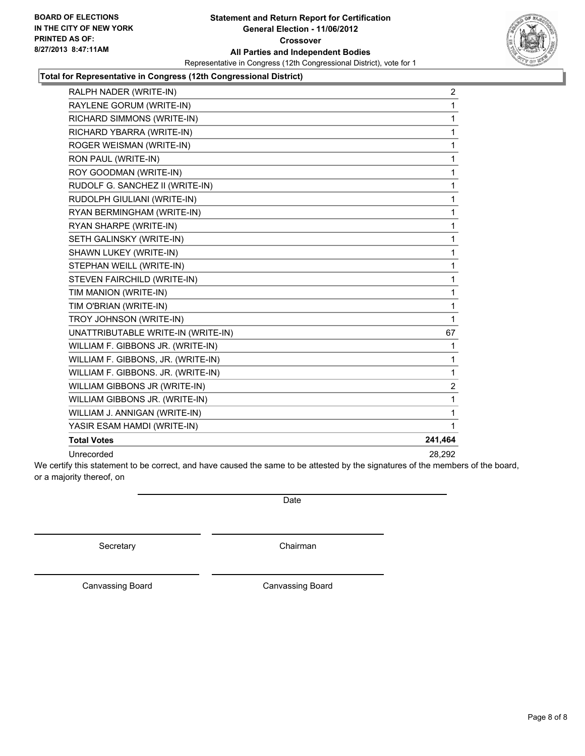**BOARD OF ELECTIONS IN THE CITY OF NEW YORK PRINTED AS OF: 8/27/2013 8:47:11AM**

**Statement and Return Report for Certification**
**General Election - 11/06/2012**
**Crossover**
**All Parties and Independent Bodies**

Representative in Congress (12th Congressional District), vote for 1

**Total for Representative in Congress (12th Congressional District)**

| | |
|---|---|
| RALPH NADER (WRITE-IN) | 2 |
| RAYLENE GORUM (WRITE-IN) | 1 |
| RICHARD SIMMONS (WRITE-IN) | 1 |
| RICHARD YBARRA (WRITE-IN) | 1 |
| ROGER WEISMAN (WRITE-IN) | 1 |
| RON PAUL (WRITE-IN) | 1 |
| ROY GOODMAN (WRITE-IN) | 1 |
| RUDOLF G. SANCHEZ II (WRITE-IN) | 1 |
| RUDOLPH GIULIANI (WRITE-IN) | 1 |
| RYAN BERMINGHAM (WRITE-IN) | 1 |
| RYAN SHARPE (WRITE-IN) | 1 |
| SETH GALINSKY (WRITE-IN) | 1 |
| SHAWN LUKEY (WRITE-IN) | 1 |
| STEPHAN WEILL (WRITE-IN) | 1 |
| STEVEN FAIRCHILD (WRITE-IN) | 1 |
| TIM MANION (WRITE-IN) | 1 |
| TIM O'BRIAN (WRITE-IN) | 1 |
| TROY JOHNSON (WRITE-IN) | 1 |
| UNATTRIBUTABLE WRITE-IN (WRITE-IN) | 67 |
| WILLIAM F. GIBBONS JR. (WRITE-IN) | 1 |
| WILLIAM F. GIBBONS, JR. (WRITE-IN) | 1 |
| WILLIAM F. GIBBONS. JR. (WRITE-IN) | 1 |
| WILLIAM GIBBONS JR (WRITE-IN) | 2 |
| WILLIAM GIBBONS JR. (WRITE-IN) | 1 |
| WILLIAM J. ANNIGAN (WRITE-IN) | 1 |
| YASIR ESAM HAMDI (WRITE-IN) | 1 |
| **Total Votes** | **241,464** |
| Unrecorded | 28,292 |

We certify this statement to be correct, and have caused the same to be attested by the signatures of the members of the board, or a majority thereof, on

Date

Secretary

Chairman

Canvassing Board

Canvassing Board